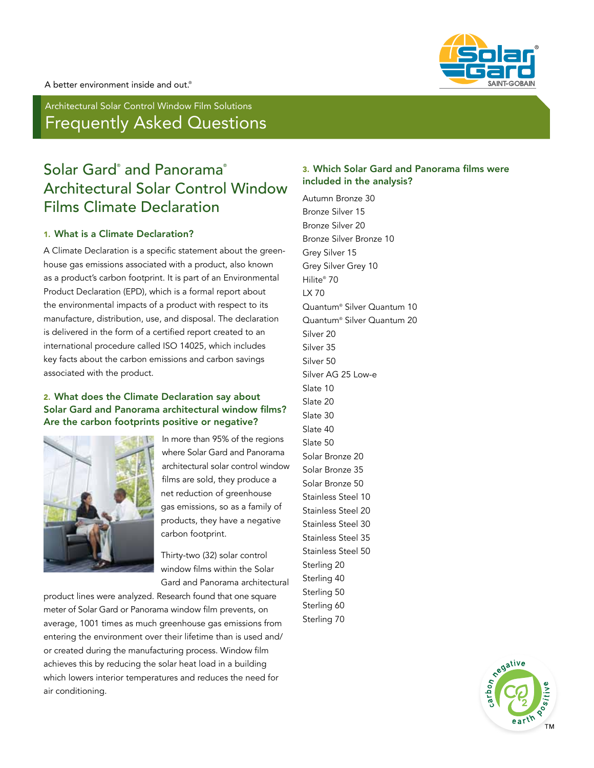A better environment inside and out.®

Architectural Solar Control Window Film Solutions

# Frequently Asked Questions

## Solar Gard® and Panorama® Architectural Solar Control Window Films Climate Declaration

### 1. What is a Climate Declaration?

A Climate Declaration is a specific statement about the greenhouse gas emissions associated with a product, also known as a product's carbon footprint. It is part of an Environmental Product Declaration (EPD), which is a formal report about the environmental impacts of a product with respect to its manufacture, distribution, use, and disposal. The declaration is delivered in the form of a certified report created to an international procedure called ISO 14025, which includes key facts about the carbon emissions and carbon savings associated with the product.

### 2. What does the Climate Declaration say about Solar Gard and Panorama architectural window films? Are the carbon footprints positive or negative?

In more than 95% of the regions where Solar Gard and Panorama architectural solar control window films are sold, they produce a net reduction of greenhouse gas emissions, so as a family of products, they have a negative carbon footprint.

Thirty-two (32) solar control window films within the Solar Gard and Panorama architectural product lines were analyzed. Research found that one square meter of Solar Gard or Panorama window film prevents, on average, 1001 times as much greenhouse gas emissions from entering the environment over their lifetime than is used and/or created during the manufacturing process. Window film achieves this by reducing the solar heat load in a building which lowers interior temperatures and reduces the need for air conditioning.

### 3. Which Solar Gard and Panorama films were included in the analysis?

Autumn Bronze 30
Bronze Silver 15
Bronze Silver 20
Bronze Silver Bronze 10
Grey Silver 15
Grey Silver Grey 10
Hilite® 70
LX 70
Quantum® Silver Quantum 10
Quantum® Silver Quantum 20
Silver 20
Silver 35
Silver 50
Silver AG 25 Low-e
Slate 10
Slate 20
Slate 30
Slate 40
Slate 50
Solar Bronze 20
Solar Bronze 35
Solar Bronze 50
Stainless Steel 10
Stainless Steel 20
Stainless Steel 30
Stainless Steel 35
Stainless Steel 50
Sterling 20
Sterling 40
Sterling 50
Sterling 60
Sterling 70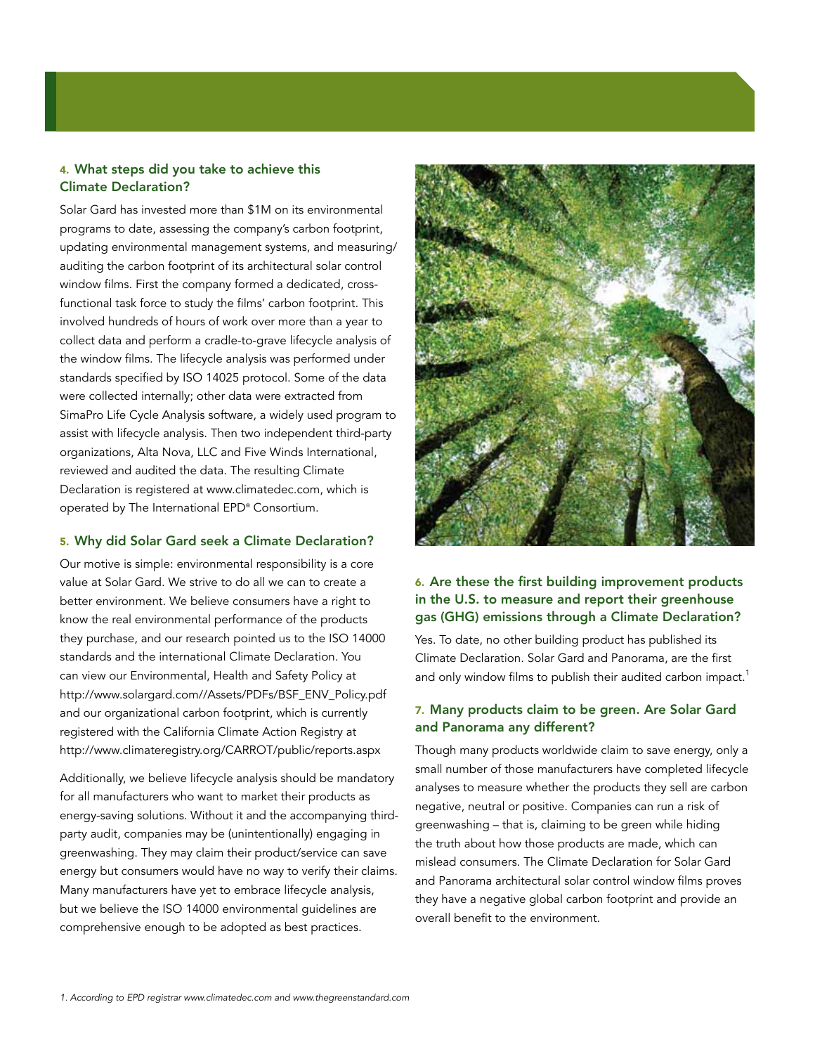### 4. What steps did you take to achieve this Climate Declaration?

Solar Gard has invested more than $1M on its environmental programs to date, assessing the company's carbon footprint, updating environmental management systems, and measuring/auditing the carbon footprint of its architectural solar control window films. First the company formed a dedicated, cross-functional task force to study the films' carbon footprint. This involved hundreds of hours of work over more than a year to collect data and perform a cradle-to-grave lifecycle analysis of the window films. The lifecycle analysis was performed under standards specified by ISO 14025 protocol. Some of the data were collected internally; other data were extracted from SimaPro Life Cycle Analysis software, a widely used program to assist with lifecycle analysis. Then two independent third-party organizations, Alta Nova, LLC and Five Winds International, reviewed and audited the data. The resulting Climate Declaration is registered at www.climatedec.com, which is operated by The International EPD® Consortium.

### 5. Why did Solar Gard seek a Climate Declaration?

Our motive is simple: environmental responsibility is a core value at Solar Gard. We strive to do all we can to create a better environment. We believe consumers have a right to know the real environmental performance of the products they purchase, and our research pointed us to the ISO 14000 standards and the international Climate Declaration. You can view our Environmental, Health and Safety Policy at http://www.solargard.com//Assets/PDFs/BSF_ENV_Policy.pdf and our organizational carbon footprint, which is currently registered with the California Climate Action Registry at http://www.climateregistry.org/CARROT/public/reports.aspx

Additionally, we believe lifecycle analysis should be mandatory for all manufacturers who want to market their products as energy-saving solutions. Without it and the accompanying third-party audit, companies may be (unintentionally) engaging in greenwashing. They may claim their product/service can save energy but consumers would have no way to verify their claims. Many manufacturers have yet to embrace lifecycle analysis, but we believe the ISO 14000 environmental guidelines are comprehensive enough to be adopted as best practices.

### 6. Are these the first building improvement products in the U.S. to measure and report their greenhouse gas (GHG) emissions through a Climate Declaration?

Yes. To date, no other building product has published its Climate Declaration. Solar Gard and Panorama, are the first and only window films to publish their audited carbon impact.[1]

### 7. Many products claim to be green. Are Solar Gard and Panorama any different?

Though many products worldwide claim to save energy, only a small number of those manufacturers have completed lifecycle analyses to measure whether the products they sell are carbon negative, neutral or positive. Companies can run a risk of greenwashing – that is, claiming to be green while hiding the truth about how those products are made, which can mislead consumers. The Climate Declaration for Solar Gard and Panorama architectural solar control window films proves they have a negative global carbon footprint and provide an overall benefit to the environment.

*1. According to EPD registrar www.climatedec.com and www.thegreenstandard.com*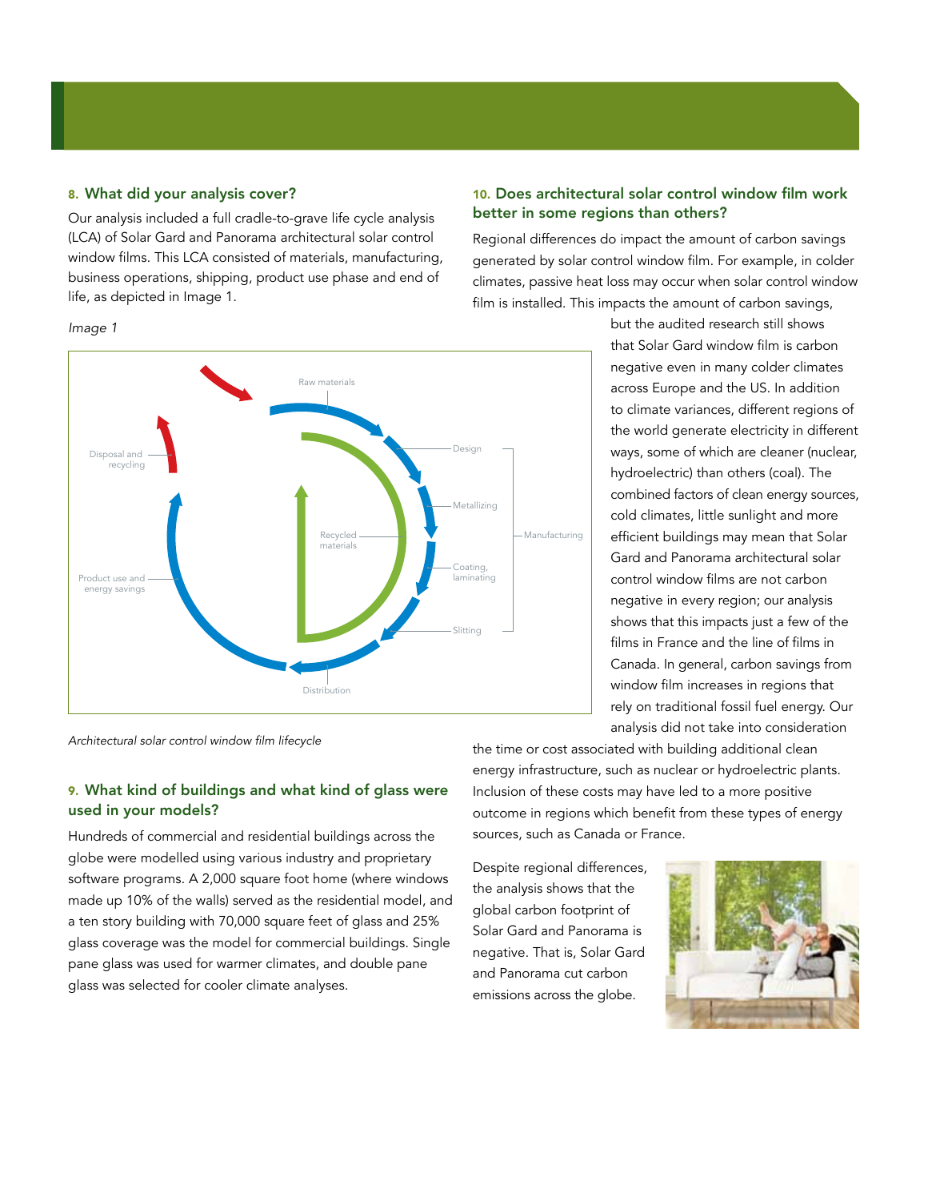### 8. What did your analysis cover?

Our analysis included a full cradle-to-grave life cycle analysis (LCA) of Solar Gard and Panorama architectural solar control window films. This LCA consisted of materials, manufacturing, business operations, shipping, product use phase and end of life, as depicted in Image 1.

*Image 1*

Raw materials

Design

Metallizing

Coating, laminating

Slitting

Manufacturing

Distribution

Product use and energy savings

Disposal and recycling

Recycled materials

*Architectural solar control window film lifecycle*

### 9. What kind of buildings and what kind of glass were used in your models?

Hundreds of commercial and residential buildings across the globe were modelled using various industry and proprietary software programs. A 2,000 square foot home (where windows made up 10% of the walls) served as the residential model, and a ten story building with 70,000 square feet of glass and 25% glass coverage was the model for commercial buildings. Single pane glass was used for warmer climates, and double pane glass was selected for cooler climate analyses.

### 10. Does architectural solar control window film work better in some regions than others?

Regional differences do impact the amount of carbon savings generated by solar control window film. For example, in colder climates, passive heat loss may occur when solar control window film is installed. This impacts the amount of carbon savings, but the audited research still shows that Solar Gard window film is carbon negative even in many colder climates across Europe and the US. In addition to climate variances, different regions of the world generate electricity in different ways, some of which are cleaner (nuclear, hydroelectric) than others (coal). The combined factors of clean energy sources, cold climates, little sunlight and more efficient buildings may mean that Solar Gard and Panorama architectural solar control window films are not carbon negative in every region; our analysis shows that this impacts just a few of the films in France and the line of films in Canada. In general, carbon savings from window film increases in regions that rely on traditional fossil fuel energy. Our analysis did not take into consideration the time or cost associated with building additional clean energy infrastructure, such as nuclear or hydroelectric plants. Inclusion of these costs may have led to a more positive outcome in regions which benefit from these types of energy sources, such as Canada or France.

Despite regional differences, the analysis shows that the global carbon footprint of Solar Gard and Panorama is negative. That is, Solar Gard and Panorama cut carbon emissions across the globe.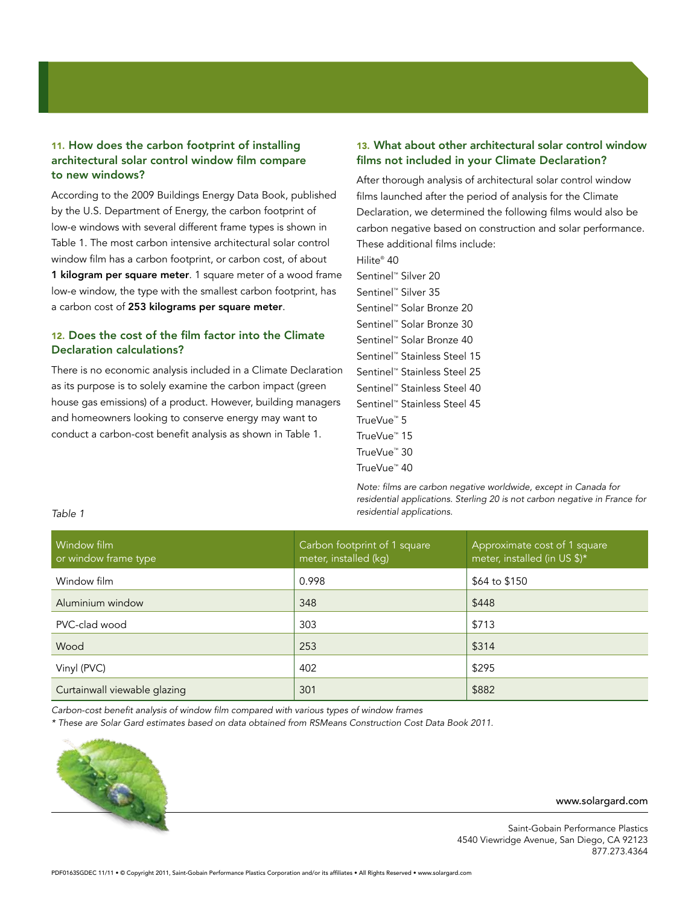### 11. How does the carbon footprint of installing architectural solar control window film compare to new windows?

According to the 2009 Buildings Energy Data Book, published by the U.S. Department of Energy, the carbon footprint of low-e windows with several different frame types is shown in Table 1. The most carbon intensive architectural solar control window film has a carbon footprint, or carbon cost, of about **1 kilogram per square meter**. 1 square meter of a wood frame low-e window, the type with the smallest carbon footprint, has a carbon cost of **253 kilograms per square meter**.

### 12. Does the cost of the film factor into the Climate Declaration calculations?

There is no economic analysis included in a Climate Declaration as its purpose is to solely examine the carbon impact (green house gas emissions) of a product. However, building managers and homeowners looking to conserve energy may want to conduct a carbon-cost benefit analysis as shown in Table 1.

### 13. What about other architectural solar control window films not included in your Climate Declaration?

After thorough analysis of architectural solar control window films launched after the period of analysis for the Climate Declaration, we determined the following films would also be carbon negative based on construction and solar performance. These additional films include:

Hilite® 40
Sentinel™ Silver 20
Sentinel™ Silver 35
Sentinel™ Solar Bronze 20
Sentinel™ Solar Bronze 30
Sentinel™ Solar Bronze 40
Sentinel™ Stainless Steel 15
Sentinel™ Stainless Steel 25
Sentinel™ Stainless Steel 40
Sentinel™ Stainless Steel 45
TrueVue™ 5
TrueVue™ 15
TrueVue™ 30
TrueVue™ 40

*Note: films are carbon negative worldwide, except in Canada for residential applications. Sterling 20 is not carbon negative in France for residential applications.*

*Table 1*

| Window film or window frame type | Carbon footprint of 1 square meter, installed (kg) | Approximate cost of 1 square meter, installed (in US $)* |
|---|---|---|
| Window film | 0.998 | $64 to $150 |
| Aluminium window | 348 | $448 |
| PVC-clad wood | 303 | $713 |
| Wood | 253 | $314 |
| Vinyl (PVC) | 402 | $295 |
| Curtainwall viewable glazing | 301 | $882 |

*Carbon-cost benefit analysis of window film compared with various types of window frames*

*\* These are Solar Gard estimates based on data obtained from RSMeans Construction Cost Data Book 2011.*

www.solargard.com

Saint-Gobain Performance Plastics
4540 Viewridge Avenue, San Diego, CA 92123
877.273.4364

PDF0163SGDEC 11/11 • © Copyright 2011, Saint-Gobain Performance Plastics Corporation and/or its affiliates • All Rights Reserved • www.solargard.com